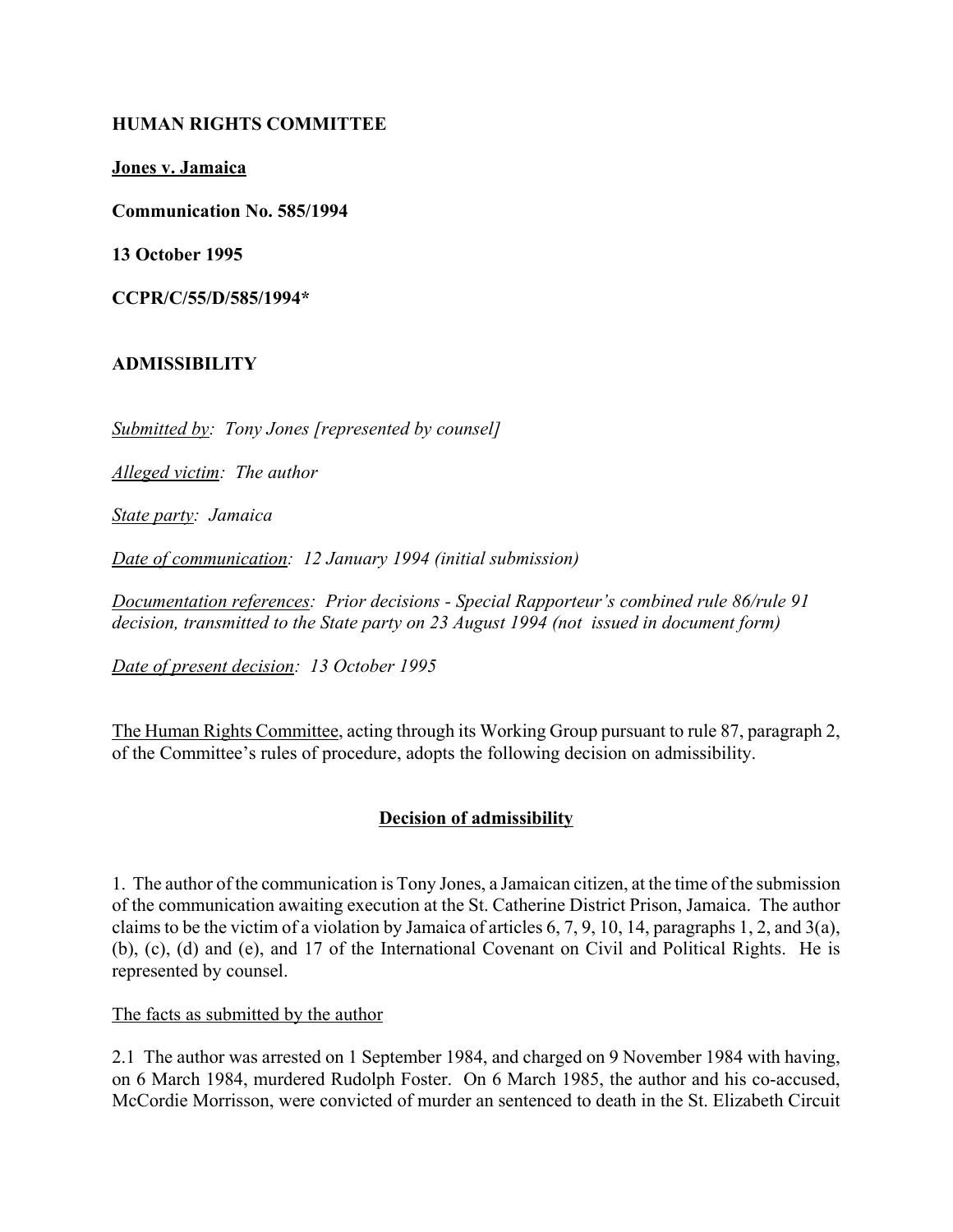**HUMAN RIGHTS COMMITTEE**

**Jones v. Jamaica**

**Communication No. 585/1994**

**13 October 1995**

**CCPR/C/55/D/585/1994***

**ADMISSIBILITY**

*Submitted by: Tony Jones [represented by counsel]*

*Alleged victim: The author*

*State party: Jamaica*

*Date of communication: 12 January 1994 (initial submission)*

*Documentation references: Prior decisions - Special Rapporteur's combined rule 86/rule 91 decision, transmitted to the State party on 23 August 1994 (not issued in document form)*

*Date of present decision: 13 October 1995*

The Human Rights Committee, acting through its Working Group pursuant to rule 87, paragraph 2, of the Committee's rules of procedure, adopts the following decision on admissibility.

## Decision of admissibility

1. The author of the communication is Tony Jones, a Jamaican citizen, at the time of the submission of the communication awaiting execution at the St. Catherine District Prison, Jamaica. The author claims to be the victim of a violation by Jamaica of articles 6, 7, 9, 10, 14, paragraphs 1, 2, and 3(a), (b), (c), (d) and (e), and 17 of the International Covenant on Civil and Political Rights. He is represented by counsel.

The facts as submitted by the author

2.1 The author was arrested on 1 September 1984, and charged on 9 November 1984 with having, on 6 March 1984, murdered Rudolph Foster. On 6 March 1985, the author and his co-accused, McCordie Morrisson, were convicted of murder an sentenced to death in the St. Elizabeth Circuit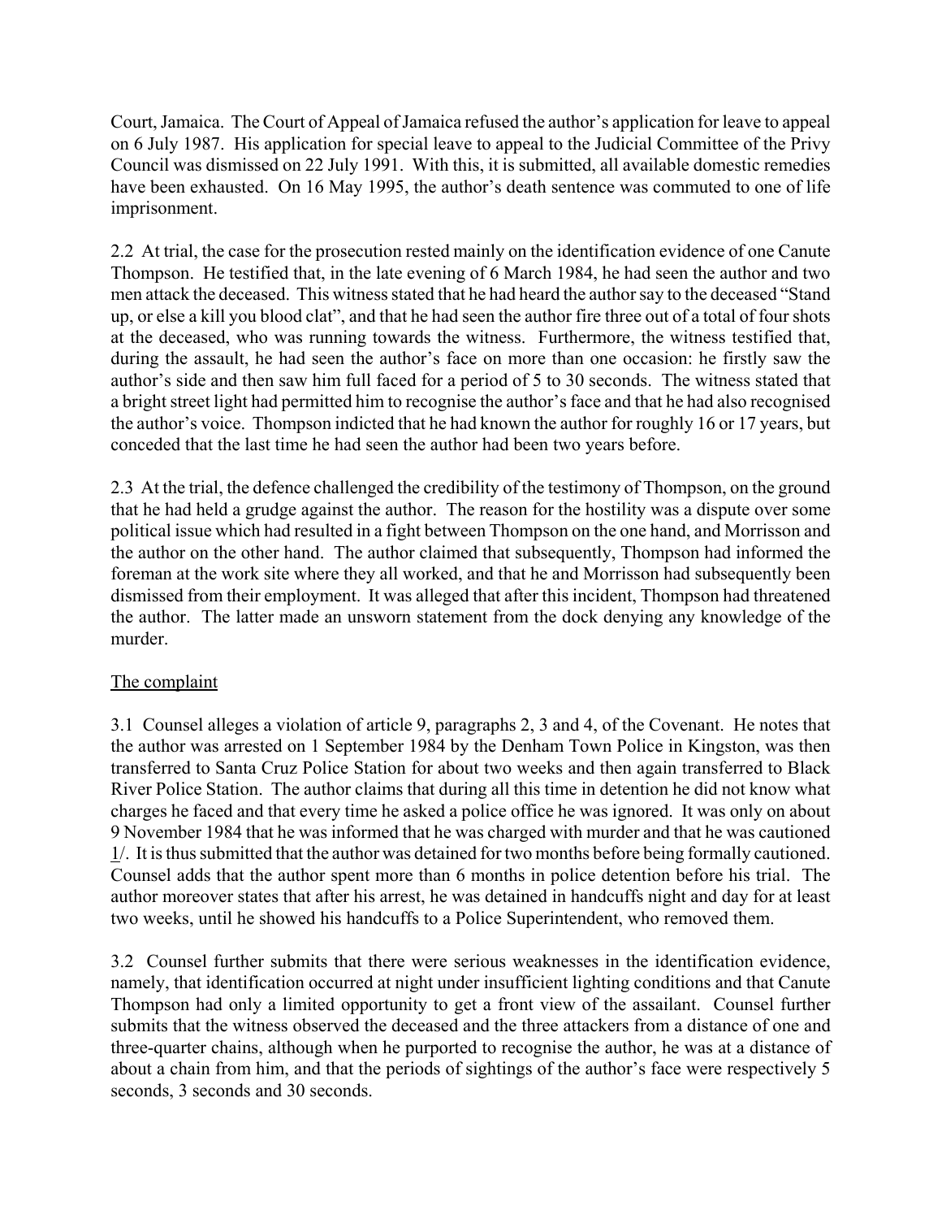Court, Jamaica. The Court of Appeal of Jamaica refused the author's application for leave to appeal on 6 July 1987. His application for special leave to appeal to the Judicial Committee of the Privy Council was dismissed on 22 July 1991. With this, it is submitted, all available domestic remedies have been exhausted. On 16 May 1995, the author's death sentence was commuted to one of life imprisonment.

2.2 At trial, the case for the prosecution rested mainly on the identification evidence of one Canute Thompson. He testified that, in the late evening of 6 March 1984, he had seen the author and two men attack the deceased. This witness stated that he had heard the author say to the deceased "Stand up, or else a kill you blood clat", and that he had seen the author fire three out of a total of four shots at the deceased, who was running towards the witness. Furthermore, the witness testified that, during the assault, he had seen the author's face on more than one occasion: he firstly saw the author's side and then saw him full faced for a period of 5 to 30 seconds. The witness stated that a bright street light had permitted him to recognise the author's face and that he had also recognised the author's voice. Thompson indicted that he had known the author for roughly 16 or 17 years, but conceded that the last time he had seen the author had been two years before.

2.3 At the trial, the defence challenged the credibility of the testimony of Thompson, on the ground that he had held a grudge against the author. The reason for the hostility was a dispute over some political issue which had resulted in a fight between Thompson on the one hand, and Morrisson and the author on the other hand. The author claimed that subsequently, Thompson had informed the foreman at the work site where they all worked, and that he and Morrisson had subsequently been dismissed from their employment. It was alleged that after this incident, Thompson had threatened the author. The latter made an unsworn statement from the dock denying any knowledge of the murder.

## The complaint

3.1 Counsel alleges a violation of article 9, paragraphs 2, 3 and 4, of the Covenant. He notes that the author was arrested on 1 September 1984 by the Denham Town Police in Kingston, was then transferred to Santa Cruz Police Station for about two weeks and then again transferred to Black River Police Station. The author claims that during all this time in detention he did not know what charges he faced and that every time he asked a police office he was ignored. It was only on about 9 November 1984 that he was informed that he was charged with murder and that he was cautioned 1/. It is thus submitted that the author was detained for two months before being formally cautioned. Counsel adds that the author spent more than 6 months in police detention before his trial. The author moreover states that after his arrest, he was detained in handcuffs night and day for at least two weeks, until he showed his handcuffs to a Police Superintendent, who removed them.

3.2 Counsel further submits that there were serious weaknesses in the identification evidence, namely, that identification occurred at night under insufficient lighting conditions and that Canute Thompson had only a limited opportunity to get a front view of the assailant. Counsel further submits that the witness observed the deceased and the three attackers from a distance of one and three-quarter chains, although when he purported to recognise the author, he was at a distance of about a chain from him, and that the periods of sightings of the author's face were respectively 5 seconds, 3 seconds and 30 seconds.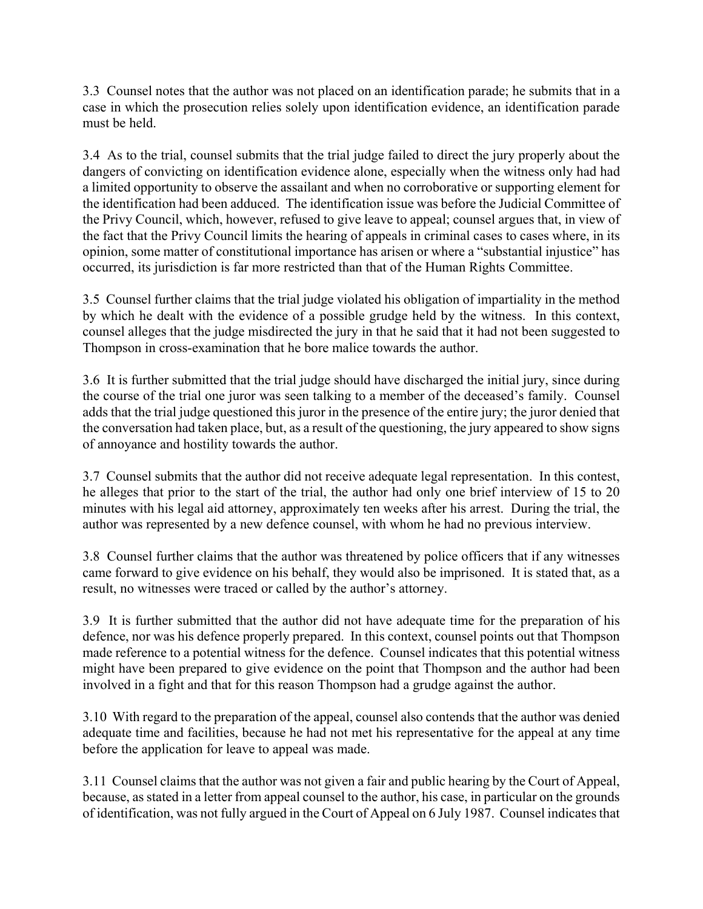3.3 Counsel notes that the author was not placed on an identification parade; he submits that in a case in which the prosecution relies solely upon identification evidence, an identification parade must be held.

3.4 As to the trial, counsel submits that the trial judge failed to direct the jury properly about the dangers of convicting on identification evidence alone, especially when the witness only had had a limited opportunity to observe the assailant and when no corroborative or supporting element for the identification had been adduced. The identification issue was before the Judicial Committee of the Privy Council, which, however, refused to give leave to appeal; counsel argues that, in view of the fact that the Privy Council limits the hearing of appeals in criminal cases to cases where, in its opinion, some matter of constitutional importance has arisen or where a "substantial injustice" has occurred, its jurisdiction is far more restricted than that of the Human Rights Committee.

3.5 Counsel further claims that the trial judge violated his obligation of impartiality in the method by which he dealt with the evidence of a possible grudge held by the witness. In this context, counsel alleges that the judge misdirected the jury in that he said that it had not been suggested to Thompson in cross-examination that he bore malice towards the author.

3.6 It is further submitted that the trial judge should have discharged the initial jury, since during the course of the trial one juror was seen talking to a member of the deceased's family. Counsel adds that the trial judge questioned this juror in the presence of the entire jury; the juror denied that the conversation had taken place, but, as a result of the questioning, the jury appeared to show signs of annoyance and hostility towards the author.

3.7 Counsel submits that the author did not receive adequate legal representation. In this contest, he alleges that prior to the start of the trial, the author had only one brief interview of 15 to 20 minutes with his legal aid attorney, approximately ten weeks after his arrest. During the trial, the author was represented by a new defence counsel, with whom he had no previous interview.

3.8 Counsel further claims that the author was threatened by police officers that if any witnesses came forward to give evidence on his behalf, they would also be imprisoned. It is stated that, as a result, no witnesses were traced or called by the author's attorney.

3.9 It is further submitted that the author did not have adequate time for the preparation of his defence, nor was his defence properly prepared. In this context, counsel points out that Thompson made reference to a potential witness for the defence. Counsel indicates that this potential witness might have been prepared to give evidence on the point that Thompson and the author had been involved in a fight and that for this reason Thompson had a grudge against the author.

3.10 With regard to the preparation of the appeal, counsel also contends that the author was denied adequate time and facilities, because he had not met his representative for the appeal at any time before the application for leave to appeal was made.

3.11 Counsel claims that the author was not given a fair and public hearing by the Court of Appeal, because, as stated in a letter from appeal counsel to the author, his case, in particular on the grounds of identification, was not fully argued in the Court of Appeal on 6 July 1987. Counsel indicates that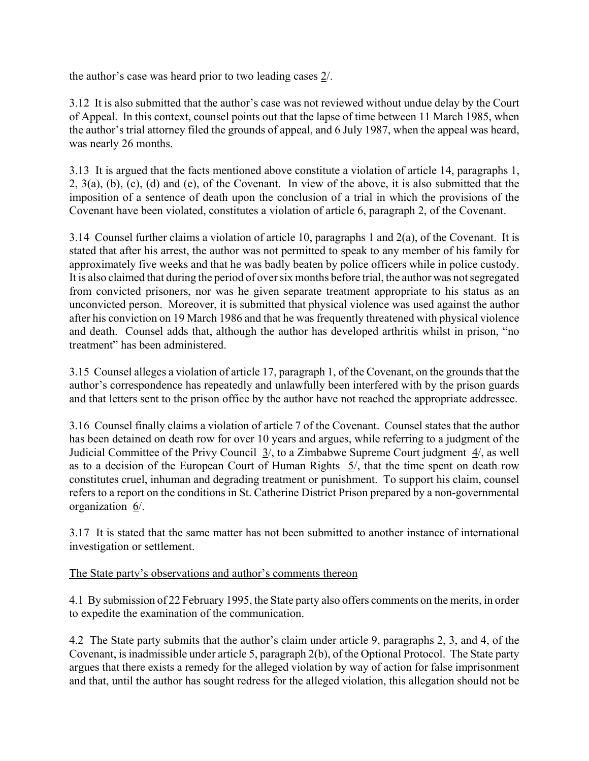the author's case was heard prior to two leading cases 2/.

3.12 It is also submitted that the author's case was not reviewed without undue delay by the Court of Appeal. In this context, counsel points out that the lapse of time between 11 March 1985, when the author's trial attorney filed the grounds of appeal, and 6 July 1987, when the appeal was heard, was nearly 26 months.

3.13 It is argued that the facts mentioned above constitute a violation of article 14, paragraphs 1, 2, 3(a), (b), (c), (d) and (e), of the Covenant. In view of the above, it is also submitted that the imposition of a sentence of death upon the conclusion of a trial in which the provisions of the Covenant have been violated, constitutes a violation of article 6, paragraph 2, of the Covenant.

3.14 Counsel further claims a violation of article 10, paragraphs 1 and 2(a), of the Covenant. It is stated that after his arrest, the author was not permitted to speak to any member of his family for approximately five weeks and that he was badly beaten by police officers while in police custody. It is also claimed that during the period of over six months before trial, the author was not segregated from convicted prisoners, nor was he given separate treatment appropriate to his status as an unconvicted person. Moreover, it is submitted that physical violence was used against the author after his conviction on 19 March 1986 and that he was frequently threatened with physical violence and death. Counsel adds that, although the author has developed arthritis whilst in prison, "no treatment" has been administered.

3.15 Counsel alleges a violation of article 17, paragraph 1, of the Covenant, on the grounds that the author's correspondence has repeatedly and unlawfully been interfered with by the prison guards and that letters sent to the prison office by the author have not reached the appropriate addressee.

3.16 Counsel finally claims a violation of article 7 of the Covenant. Counsel states that the author has been detained on death row for over 10 years and argues, while referring to a judgment of the Judicial Committee of the Privy Council 3/, to a Zimbabwe Supreme Court judgment 4/, as well as to a decision of the European Court of Human Rights 5/, that the time spent on death row constitutes cruel, inhuman and degrading treatment or punishment. To support his claim, counsel refers to a report on the conditions in St. Catherine District Prison prepared by a non-governmental organization 6/.

3.17 It is stated that the same matter has not been submitted to another instance of international investigation or settlement.

The State party's observations and author's comments thereon

4.1 By submission of 22 February 1995, the State party also offers comments on the merits, in order to expedite the examination of the communication.

4.2 The State party submits that the author's claim under article 9, paragraphs 2, 3, and 4, of the Covenant, is inadmissible under article 5, paragraph 2(b), of the Optional Protocol. The State party argues that there exists a remedy for the alleged violation by way of action for false imprisonment and that, until the author has sought redress for the alleged violation, this allegation should not be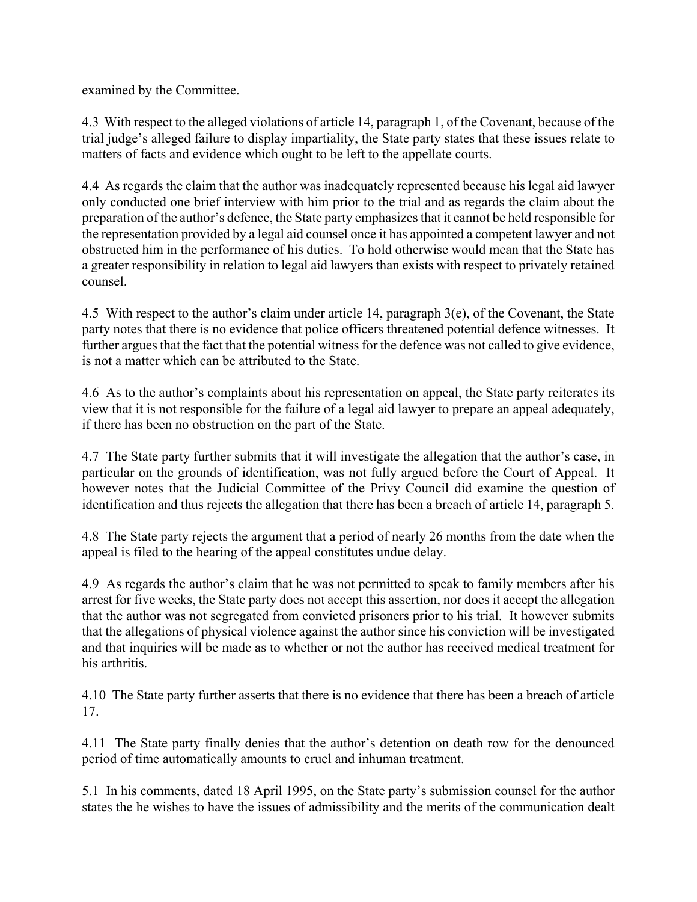examined by the Committee.

4.3 With respect to the alleged violations of article 14, paragraph 1, of the Covenant, because of the trial judge's alleged failure to display impartiality, the State party states that these issues relate to matters of facts and evidence which ought to be left to the appellate courts.

4.4 As regards the claim that the author was inadequately represented because his legal aid lawyer only conducted one brief interview with him prior to the trial and as regards the claim about the preparation of the author's defence, the State party emphasizes that it cannot be held responsible for the representation provided by a legal aid counsel once it has appointed a competent lawyer and not obstructed him in the performance of his duties. To hold otherwise would mean that the State has a greater responsibility in relation to legal aid lawyers than exists with respect to privately retained counsel.

4.5 With respect to the author's claim under article 14, paragraph 3(e), of the Covenant, the State party notes that there is no evidence that police officers threatened potential defence witnesses. It further argues that the fact that the potential witness for the defence was not called to give evidence, is not a matter which can be attributed to the State.

4.6 As to the author's complaints about his representation on appeal, the State party reiterates its view that it is not responsible for the failure of a legal aid lawyer to prepare an appeal adequately, if there has been no obstruction on the part of the State.

4.7 The State party further submits that it will investigate the allegation that the author's case, in particular on the grounds of identification, was not fully argued before the Court of Appeal. It however notes that the Judicial Committee of the Privy Council did examine the question of identification and thus rejects the allegation that there has been a breach of article 14, paragraph 5.

4.8 The State party rejects the argument that a period of nearly 26 months from the date when the appeal is filed to the hearing of the appeal constitutes undue delay.

4.9 As regards the author's claim that he was not permitted to speak to family members after his arrest for five weeks, the State party does not accept this assertion, nor does it accept the allegation that the author was not segregated from convicted prisoners prior to his trial. It however submits that the allegations of physical violence against the author since his conviction will be investigated and that inquiries will be made as to whether or not the author has received medical treatment for his arthritis.

4.10 The State party further asserts that there is no evidence that there has been a breach of article 17.

4.11 The State party finally denies that the author's detention on death row for the denounced period of time automatically amounts to cruel and inhuman treatment.

5.1 In his comments, dated 18 April 1995, on the State party's submission counsel for the author states the he wishes to have the issues of admissibility and the merits of the communication dealt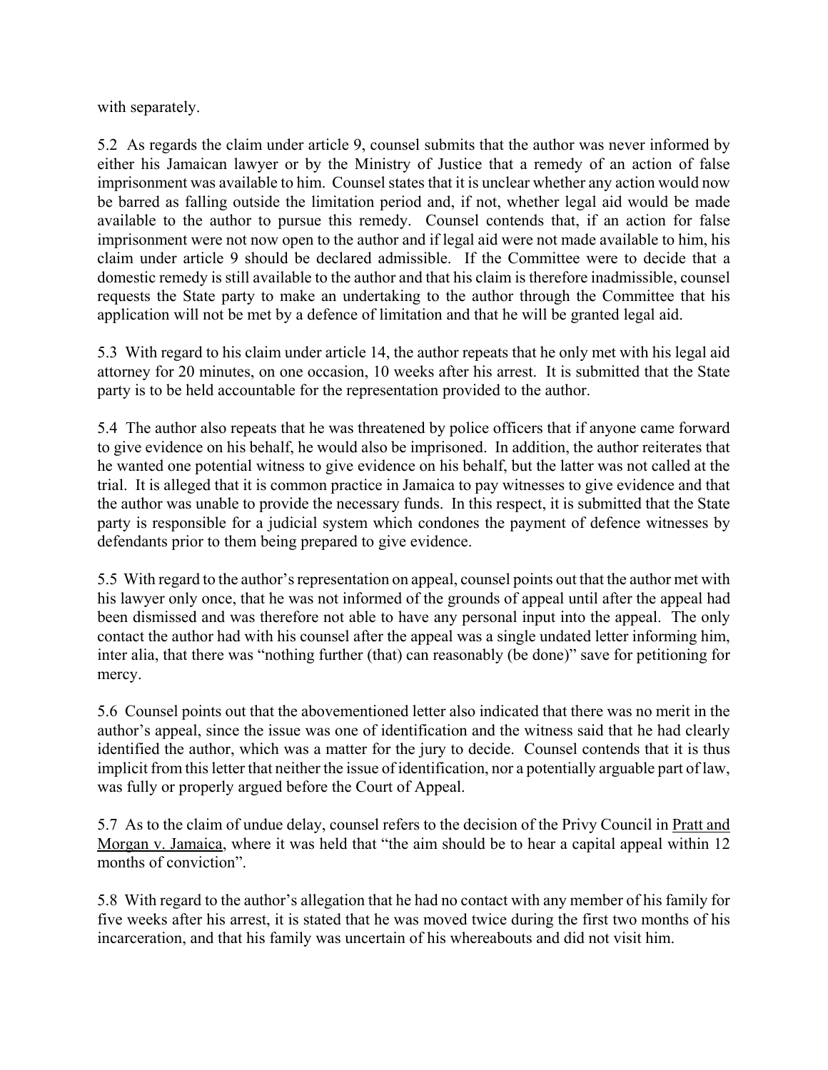with separately.

5.2 As regards the claim under article 9, counsel submits that the author was never informed by either his Jamaican lawyer or by the Ministry of Justice that a remedy of an action of false imprisonment was available to him. Counsel states that it is unclear whether any action would now be barred as falling outside the limitation period and, if not, whether legal aid would be made available to the author to pursue this remedy. Counsel contends that, if an action for false imprisonment were not now open to the author and if legal aid were not made available to him, his claim under article 9 should be declared admissible. If the Committee were to decide that a domestic remedy is still available to the author and that his claim is therefore inadmissible, counsel requests the State party to make an undertaking to the author through the Committee that his application will not be met by a defence of limitation and that he will be granted legal aid.

5.3 With regard to his claim under article 14, the author repeats that he only met with his legal aid attorney for 20 minutes, on one occasion, 10 weeks after his arrest. It is submitted that the State party is to be held accountable for the representation provided to the author.

5.4 The author also repeats that he was threatened by police officers that if anyone came forward to give evidence on his behalf, he would also be imprisoned. In addition, the author reiterates that he wanted one potential witness to give evidence on his behalf, but the latter was not called at the trial. It is alleged that it is common practice in Jamaica to pay witnesses to give evidence and that the author was unable to provide the necessary funds. In this respect, it is submitted that the State party is responsible for a judicial system which condones the payment of defence witnesses by defendants prior to them being prepared to give evidence.

5.5 With regard to the author's representation on appeal, counsel points out that the author met with his lawyer only once, that he was not informed of the grounds of appeal until after the appeal had been dismissed and was therefore not able to have any personal input into the appeal. The only contact the author had with his counsel after the appeal was a single undated letter informing him, inter alia, that there was "nothing further (that) can reasonably (be done)" save for petitioning for mercy.

5.6 Counsel points out that the abovementioned letter also indicated that there was no merit in the author's appeal, since the issue was one of identification and the witness said that he had clearly identified the author, which was a matter for the jury to decide. Counsel contends that it is thus implicit from this letter that neither the issue of identification, nor a potentially arguable part of law, was fully or properly argued before the Court of Appeal.

5.7 As to the claim of undue delay, counsel refers to the decision of the Privy Council in Pratt and Morgan v. Jamaica, where it was held that "the aim should be to hear a capital appeal within 12 months of conviction".

5.8 With regard to the author's allegation that he had no contact with any member of his family for five weeks after his arrest, it is stated that he was moved twice during the first two months of his incarceration, and that his family was uncertain of his whereabouts and did not visit him.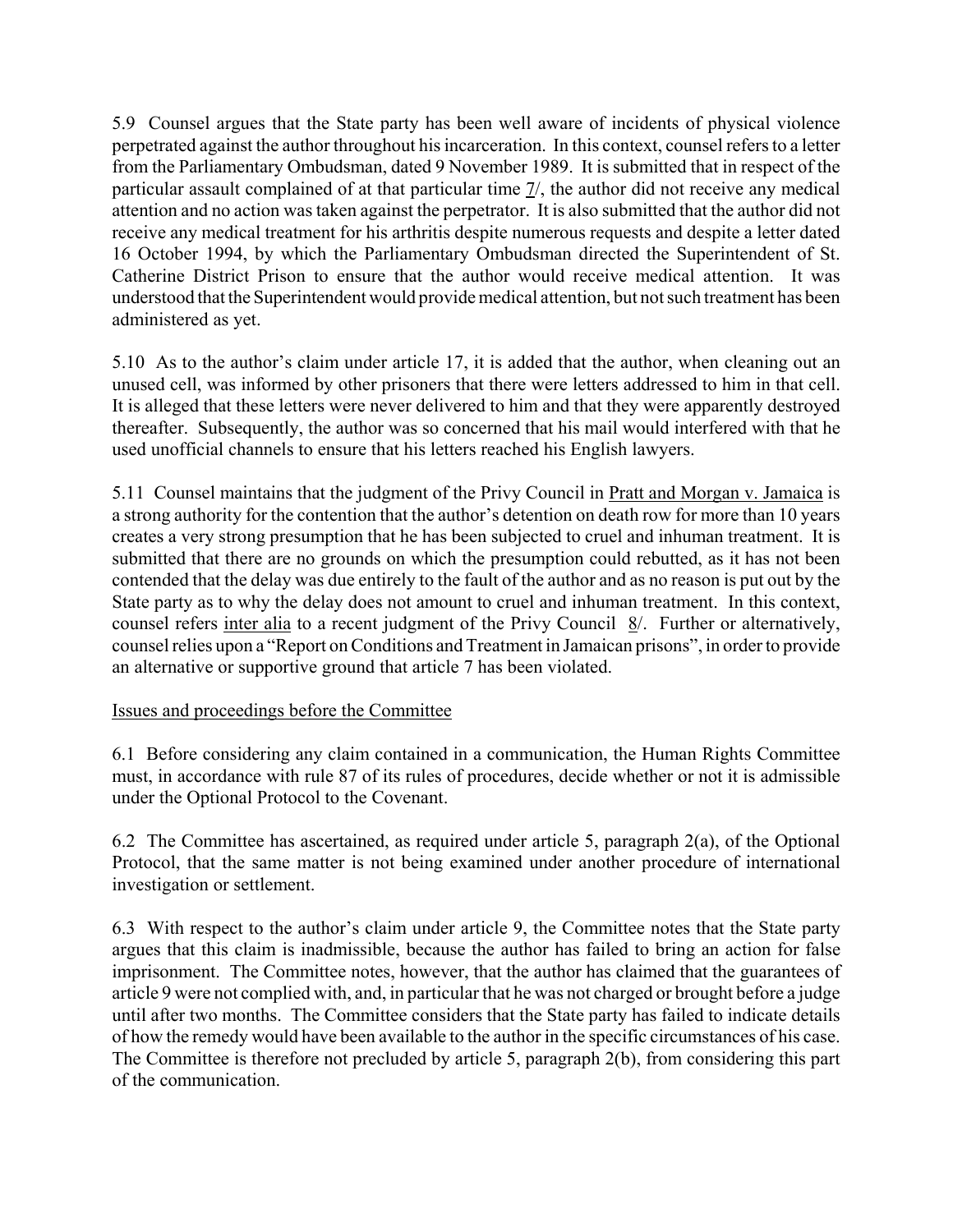5.9 Counsel argues that the State party has been well aware of incidents of physical violence perpetrated against the author throughout his incarceration. In this context, counsel refers to a letter from the Parliamentary Ombudsman, dated 9 November 1989. It is submitted that in respect of the particular assault complained of at that particular time 7/, the author did not receive any medical attention and no action was taken against the perpetrator. It is also submitted that the author did not receive any medical treatment for his arthritis despite numerous requests and despite a letter dated 16 October 1994, by which the Parliamentary Ombudsman directed the Superintendent of St. Catherine District Prison to ensure that the author would receive medical attention. It was understood that the Superintendent would provide medical attention, but not such treatment has been administered as yet.

5.10 As to the author's claim under article 17, it is added that the author, when cleaning out an unused cell, was informed by other prisoners that there were letters addressed to him in that cell. It is alleged that these letters were never delivered to him and that they were apparently destroyed thereafter. Subsequently, the author was so concerned that his mail would interfered with that he used unofficial channels to ensure that his letters reached his English lawyers.

5.11 Counsel maintains that the judgment of the Privy Council in Pratt and Morgan v. Jamaica is a strong authority for the contention that the author's detention on death row for more than 10 years creates a very strong presumption that he has been subjected to cruel and inhuman treatment. It is submitted that there are no grounds on which the presumption could rebutted, as it has not been contended that the delay was due entirely to the fault of the author and as no reason is put out by the State party as to why the delay does not amount to cruel and inhuman treatment. In this context, counsel refers inter alia to a recent judgment of the Privy Council 8/. Further or alternatively, counsel relies upon a "Report on Conditions and Treatment in Jamaican prisons", in order to provide an alternative or supportive ground that article 7 has been violated.

Issues and proceedings before the Committee

6.1 Before considering any claim contained in a communication, the Human Rights Committee must, in accordance with rule 87 of its rules of procedures, decide whether or not it is admissible under the Optional Protocol to the Covenant.

6.2 The Committee has ascertained, as required under article 5, paragraph 2(a), of the Optional Protocol, that the same matter is not being examined under another procedure of international investigation or settlement.

6.3 With respect to the author's claim under article 9, the Committee notes that the State party argues that this claim is inadmissible, because the author has failed to bring an action for false imprisonment. The Committee notes, however, that the author has claimed that the guarantees of article 9 were not complied with, and, in particular that he was not charged or brought before a judge until after two months. The Committee considers that the State party has failed to indicate details of how the remedy would have been available to the author in the specific circumstances of his case. The Committee is therefore not precluded by article 5, paragraph 2(b), from considering this part of the communication.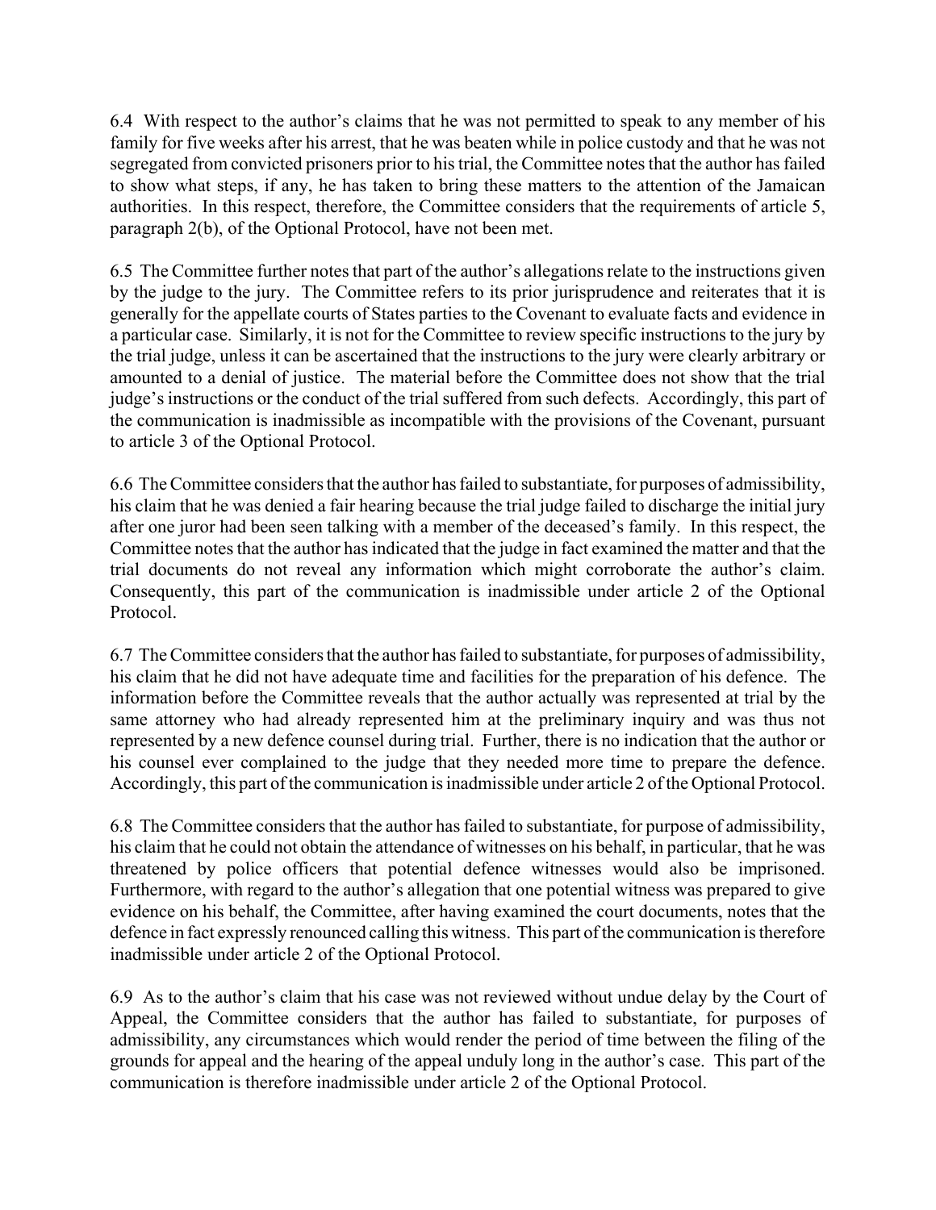6.4 With respect to the author's claims that he was not permitted to speak to any member of his family for five weeks after his arrest, that he was beaten while in police custody and that he was not segregated from convicted prisoners prior to his trial, the Committee notes that the author has failed to show what steps, if any, he has taken to bring these matters to the attention of the Jamaican authorities. In this respect, therefore, the Committee considers that the requirements of article 5, paragraph 2(b), of the Optional Protocol, have not been met.

6.5 The Committee further notes that part of the author's allegations relate to the instructions given by the judge to the jury. The Committee refers to its prior jurisprudence and reiterates that it is generally for the appellate courts of States parties to the Covenant to evaluate facts and evidence in a particular case. Similarly, it is not for the Committee to review specific instructions to the jury by the trial judge, unless it can be ascertained that the instructions to the jury were clearly arbitrary or amounted to a denial of justice. The material before the Committee does not show that the trial judge's instructions or the conduct of the trial suffered from such defects. Accordingly, this part of the communication is inadmissible as incompatible with the provisions of the Covenant, pursuant to article 3 of the Optional Protocol.

6.6 The Committee considers that the author has failed to substantiate, for purposes of admissibility, his claim that he was denied a fair hearing because the trial judge failed to discharge the initial jury after one juror had been seen talking with a member of the deceased's family. In this respect, the Committee notes that the author has indicated that the judge in fact examined the matter and that the trial documents do not reveal any information which might corroborate the author's claim. Consequently, this part of the communication is inadmissible under article 2 of the Optional Protocol.

6.7 The Committee considers that the author has failed to substantiate, for purposes of admissibility, his claim that he did not have adequate time and facilities for the preparation of his defence. The information before the Committee reveals that the author actually was represented at trial by the same attorney who had already represented him at the preliminary inquiry and was thus not represented by a new defence counsel during trial. Further, there is no indication that the author or his counsel ever complained to the judge that they needed more time to prepare the defence. Accordingly, this part of the communication is inadmissible under article 2 of the Optional Protocol.

6.8 The Committee considers that the author has failed to substantiate, for purpose of admissibility, his claim that he could not obtain the attendance of witnesses on his behalf, in particular, that he was threatened by police officers that potential defence witnesses would also be imprisoned. Furthermore, with regard to the author's allegation that one potential witness was prepared to give evidence on his behalf, the Committee, after having examined the court documents, notes that the defence in fact expressly renounced calling this witness. This part of the communication is therefore inadmissible under article 2 of the Optional Protocol.

6.9 As to the author's claim that his case was not reviewed without undue delay by the Court of Appeal, the Committee considers that the author has failed to substantiate, for purposes of admissibility, any circumstances which would render the period of time between the filing of the grounds for appeal and the hearing of the appeal unduly long in the author's case. This part of the communication is therefore inadmissible under article 2 of the Optional Protocol.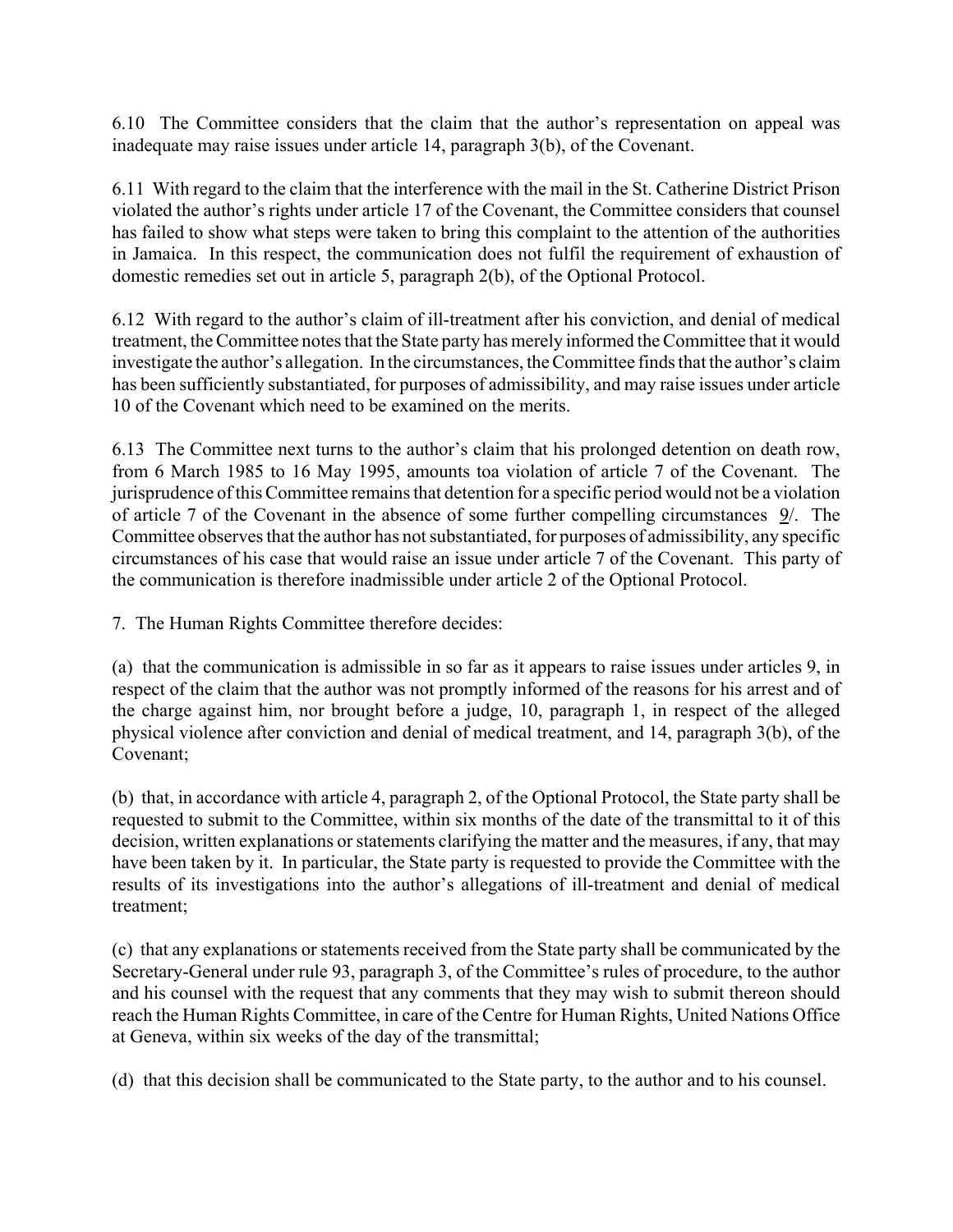6.10 The Committee considers that the claim that the author's representation on appeal was inadequate may raise issues under article 14, paragraph 3(b), of the Covenant.

6.11 With regard to the claim that the interference with the mail in the St. Catherine District Prison violated the author's rights under article 17 of the Covenant, the Committee considers that counsel has failed to show what steps were taken to bring this complaint to the attention of the authorities in Jamaica. In this respect, the communication does not fulfil the requirement of exhaustion of domestic remedies set out in article 5, paragraph 2(b), of the Optional Protocol.

6.12 With regard to the author's claim of ill-treatment after his conviction, and denial of medical treatment, the Committee notes that the State party has merely informed the Committee that it would investigate the author's allegation. In the circumstances, the Committee finds that the author's claim has been sufficiently substantiated, for purposes of admissibility, and may raise issues under article 10 of the Covenant which need to be examined on the merits.

6.13 The Committee next turns to the author's claim that his prolonged detention on death row, from 6 March 1985 to 16 May 1995, amounts toa violation of article 7 of the Covenant. The jurisprudence of this Committee remains that detention for a specific period would not be a violation of article 7 of the Covenant in the absence of some further compelling circumstances 9/. The Committee observes that the author has not substantiated, for purposes of admissibility, any specific circumstances of his case that would raise an issue under article 7 of the Covenant. This party of the communication is therefore inadmissible under article 2 of the Optional Protocol.

7. The Human Rights Committee therefore decides:

(a) that the communication is admissible in so far as it appears to raise issues under articles 9, in respect of the claim that the author was not promptly informed of the reasons for his arrest and of the charge against him, nor brought before a judge, 10, paragraph 1, in respect of the alleged physical violence after conviction and denial of medical treatment, and 14, paragraph 3(b), of the Covenant;

(b) that, in accordance with article 4, paragraph 2, of the Optional Protocol, the State party shall be requested to submit to the Committee, within six months of the date of the transmittal to it of this decision, written explanations or statements clarifying the matter and the measures, if any, that may have been taken by it. In particular, the State party is requested to provide the Committee with the results of its investigations into the author's allegations of ill-treatment and denial of medical treatment;

(c) that any explanations or statements received from the State party shall be communicated by the Secretary-General under rule 93, paragraph 3, of the Committee's rules of procedure, to the author and his counsel with the request that any comments that they may wish to submit thereon should reach the Human Rights Committee, in care of the Centre for Human Rights, United Nations Office at Geneva, within six weeks of the day of the transmittal;

(d) that this decision shall be communicated to the State party, to the author and to his counsel.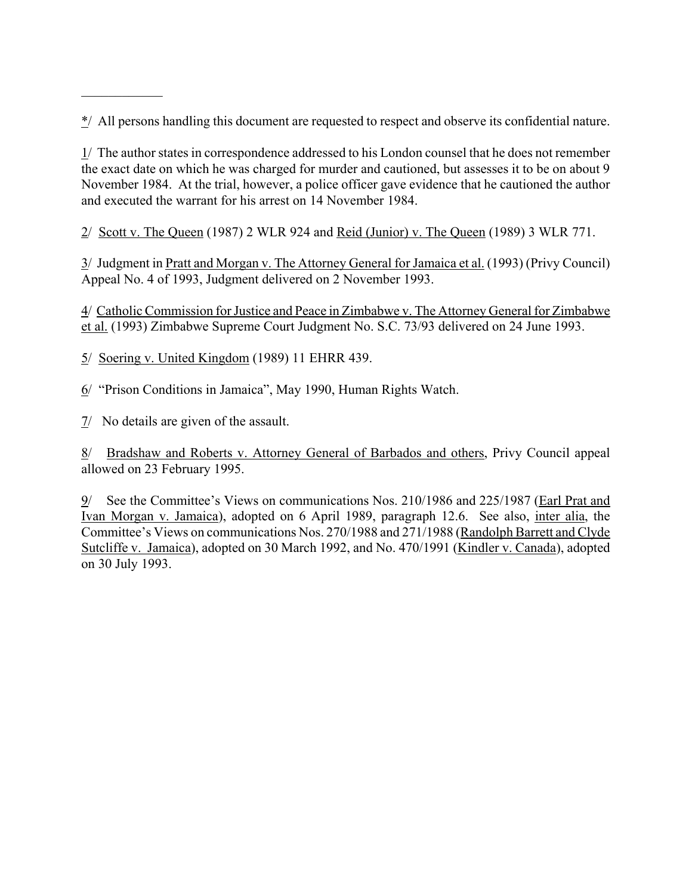---

*/ All persons handling this document are requested to respect and observe its confidential nature.

1/ The author states in correspondence addressed to his London counsel that he does not remember the exact date on which he was charged for murder and cautioned, but assesses it to be on about 9 November 1984. At the trial, however, a police officer gave evidence that he cautioned the author and executed the warrant for his arrest on 14 November 1984.

2/ Scott v. The Queen (1987) 2 WLR 924 and Reid (Junior) v. The Queen (1989) 3 WLR 771.

3/ Judgment in Pratt and Morgan v. The Attorney General for Jamaica et al. (1993) (Privy Council) Appeal No. 4 of 1993, Judgment delivered on 2 November 1993.

4/ Catholic Commission for Justice and Peace in Zimbabwe v. The Attorney General for Zimbabwe et al. (1993) Zimbabwe Supreme Court Judgment No. S.C. 73/93 delivered on 24 June 1993.

5/ Soering v. United Kingdom (1989) 11 EHRR 439.

6/ "Prison Conditions in Jamaica", May 1990, Human Rights Watch.

7/ No details are given of the assault.

8/ Bradshaw and Roberts v. Attorney General of Barbados and others, Privy Council appeal allowed on 23 February 1995.

9/ See the Committee's Views on communications Nos. 210/1986 and 225/1987 (Earl Prat and Ivan Morgan v. Jamaica), adopted on 6 April 1989, paragraph 12.6. See also, inter alia, the Committee's Views on communications Nos. 270/1988 and 271/1988 (Randolph Barrett and Clyde Sutcliffe v. Jamaica), adopted on 30 March 1992, and No. 470/1991 (Kindler v. Canada), adopted on 30 July 1993.